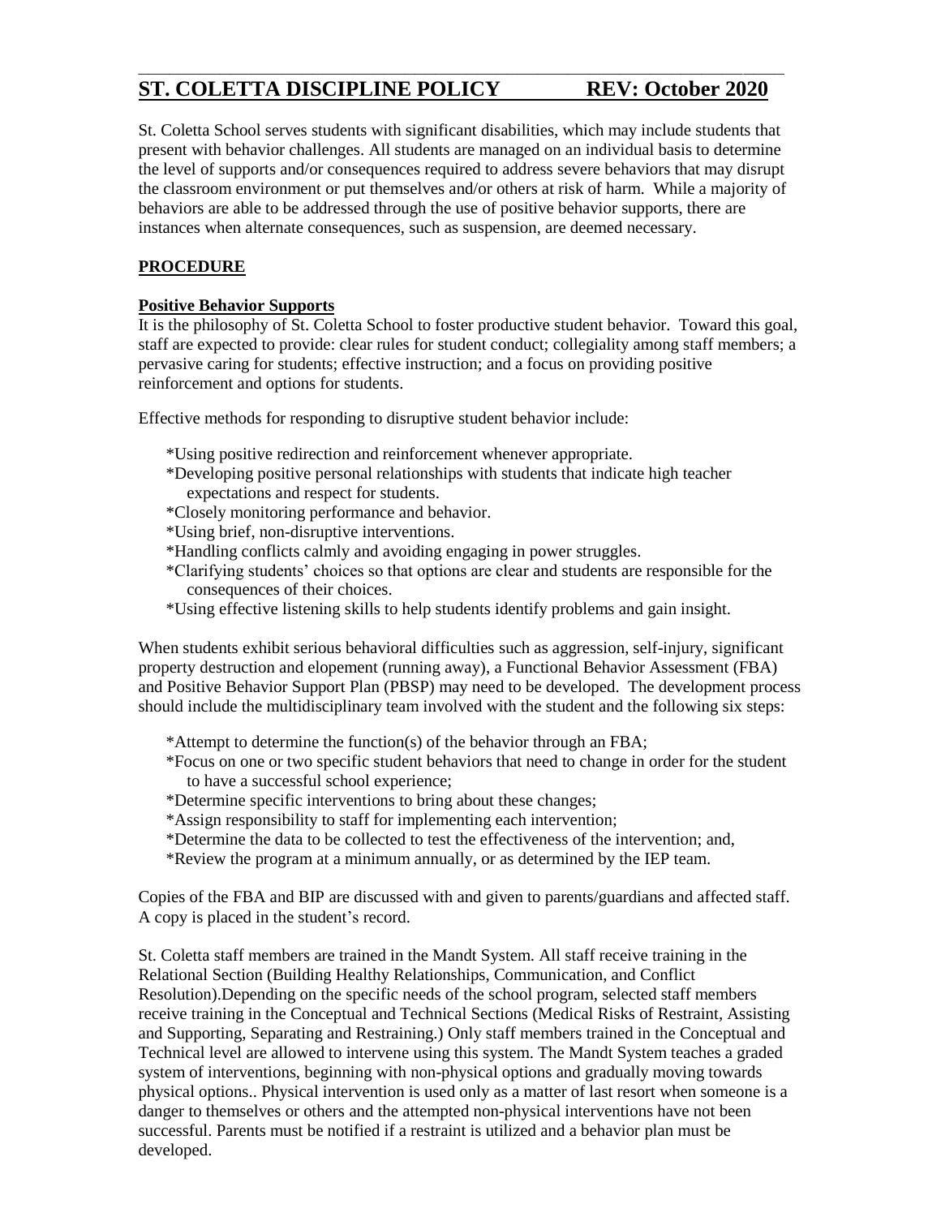# ST. COLETTA DISCIPLINE POLICY REV: October 2020

St. Coletta School serves students with significant disabilities, which may include students that present with behavior challenges. All students are managed on an individual basis to determine the level of supports and/or consequences required to address severe behaviors that may disrupt the classroom environment or put themselves and/or others at risk of harm. While a majority of behaviors are able to be addressed through the use of positive behavior supports, there are instances when alternate consequences, such as suspension, are deemed necessary.

## PROCEDURE

### Positive Behavior Supports

It is the philosophy of St. Coletta School to foster productive student behavior. Toward this goal, staff are expected to provide: clear rules for student conduct; collegiality among staff members; a pervasive caring for students; effective instruction; and a focus on providing positive reinforcement and options for students.

Effective methods for responding to disruptive student behavior include:

*Using positive redirection and reinforcement whenever appropriate.
*Developing positive personal relationships with students that indicate high teacher expectations and respect for students.
*Closely monitoring performance and behavior.
*Using brief, non-disruptive interventions.
*Handling conflicts calmly and avoiding engaging in power struggles.
*Clarifying students' choices so that options are clear and students are responsible for the consequences of their choices.
*Using effective listening skills to help students identify problems and gain insight.

When students exhibit serious behavioral difficulties such as aggression, self-injury, significant property destruction and elopement (running away), a Functional Behavior Assessment (FBA) and Positive Behavior Support Plan (PBSP) may need to be developed. The development process should include the multidisciplinary team involved with the student and the following six steps:

*Attempt to determine the function(s) of the behavior through an FBA;
*Focus on one or two specific student behaviors that need to change in order for the student to have a successful school experience;
*Determine specific interventions to bring about these changes;
*Assign responsibility to staff for implementing each intervention;
*Determine the data to be collected to test the effectiveness of the intervention; and,
*Review the program at a minimum annually, or as determined by the IEP team.

Copies of the FBA and BIP are discussed with and given to parents/guardians and affected staff. A copy is placed in the student's record.

St. Coletta staff members are trained in the Mandt System. All staff receive training in the Relational Section (Building Healthy Relationships, Communication, and Conflict Resolution).Depending on the specific needs of the school program, selected staff members receive training in the Conceptual and Technical Sections (Medical Risks of Restraint, Assisting and Supporting, Separating and Restraining.) Only staff members trained in the Conceptual and Technical level are allowed to intervene using this system. The Mandt System teaches a graded system of interventions, beginning with non-physical options and gradually moving towards physical options.. Physical intervention is used only as a matter of last resort when someone is a danger to themselves or others and the attempted non-physical interventions have not been successful. Parents must be notified if a restraint is utilized and a behavior plan must be developed.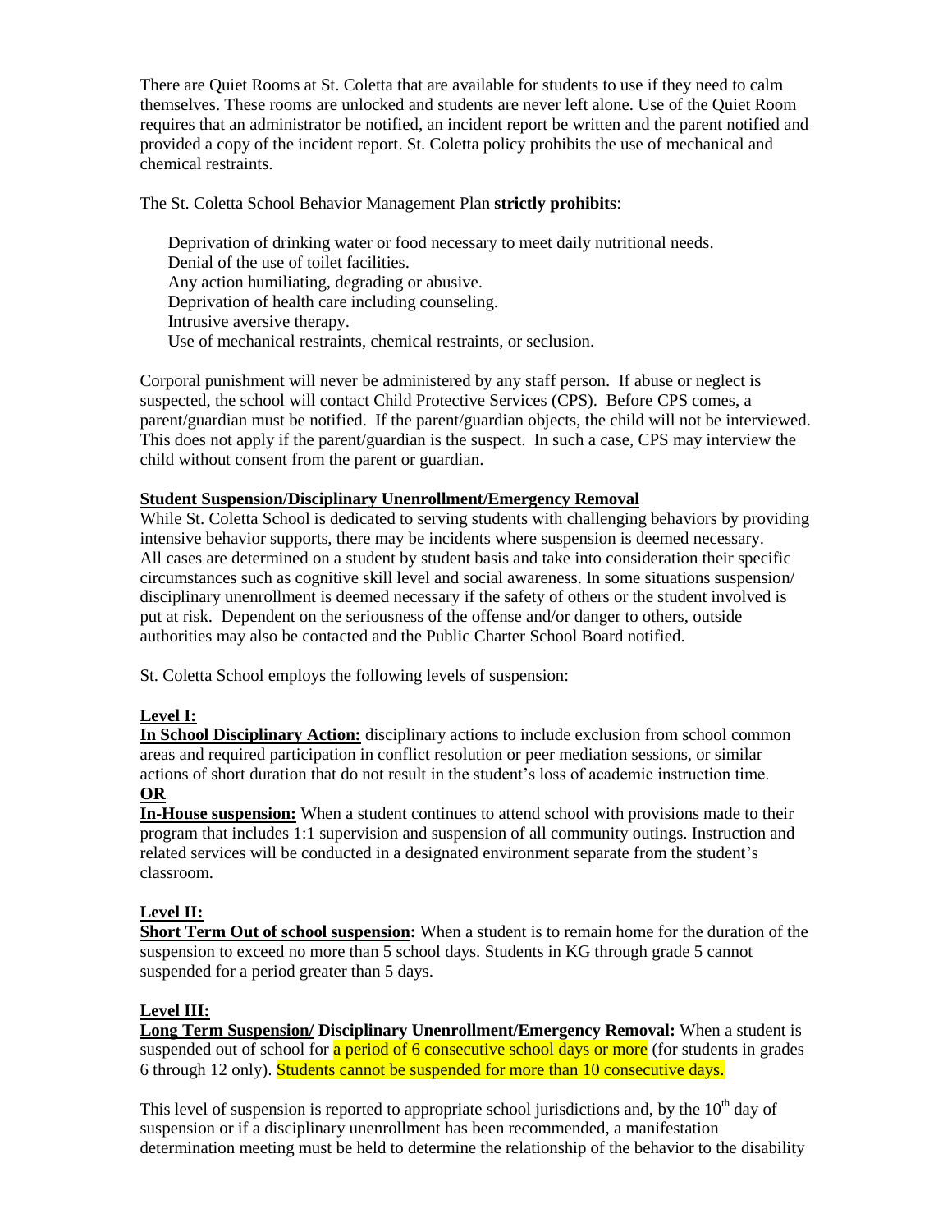There are Quiet Rooms at St. Coletta that are available for students to use if they need to calm themselves. These rooms are unlocked and students are never left alone. Use of the Quiet Room requires that an administrator be notified, an incident report be written and the parent notified and provided a copy of the incident report. St. Coletta policy prohibits the use of mechanical and chemical restraints.

The St. Coletta School Behavior Management Plan **strictly prohibits**:

- Deprivation of drinking water or food necessary to meet daily nutritional needs.
- Denial of the use of toilet facilities.
- Any action humiliating, degrading or abusive.
- Deprivation of health care including counseling.
- Intrusive aversive therapy.
- Use of mechanical restraints, chemical restraints, or seclusion.

Corporal punishment will never be administered by any staff person. If abuse or neglect is suspected, the school will contact Child Protective Services (CPS). Before CPS comes, a parent/guardian must be notified. If the parent/guardian objects, the child will not be interviewed. This does not apply if the parent/guardian is the suspect. In such a case, CPS may interview the child without consent from the parent or guardian.

**Student Suspension/Disciplinary Unenrollment/Emergency Removal**

While St. Coletta School is dedicated to serving students with challenging behaviors by providing intensive behavior supports, there may be incidents where suspension is deemed necessary. All cases are determined on a student by student basis and take into consideration their specific circumstances such as cognitive skill level and social awareness. In some situations suspension/ disciplinary unenrollment is deemed necessary if the safety of others or the student involved is put at risk. Dependent on the seriousness of the offense and/or danger to others, outside authorities may also be contacted and the Public Charter School Board notified.

St. Coletta School employs the following levels of suspension:

**Level I:**

**In School Disciplinary Action:** disciplinary actions to include exclusion from school common areas and required participation in conflict resolution or peer mediation sessions, or similar actions of short duration that do not result in the student's loss of academic instruction time.

**OR**

**In-House suspension:** When a student continues to attend school with provisions made to their program that includes 1:1 supervision and suspension of all community outings. Instruction and related services will be conducted in a designated environment separate from the student's classroom.

**Level II:**

**Short Term Out of school suspension:** When a student is to remain home for the duration of the suspension to exceed no more than 5 school days. Students in KG through grade 5 cannot suspended for a period greater than 5 days.

**Level III:**

**Long Term Suspension/ Disciplinary Unenrollment/Emergency Removal:** When a student is suspended out of school for a period of 6 consecutive school days or more (for students in grades 6 through 12 only). Students cannot be suspended for more than 10 consecutive days.

This level of suspension is reported to appropriate school jurisdictions and, by the 10th day of suspension or if a disciplinary unenrollment has been recommended, a manifestation determination meeting must be held to determine the relationship of the behavior to the disability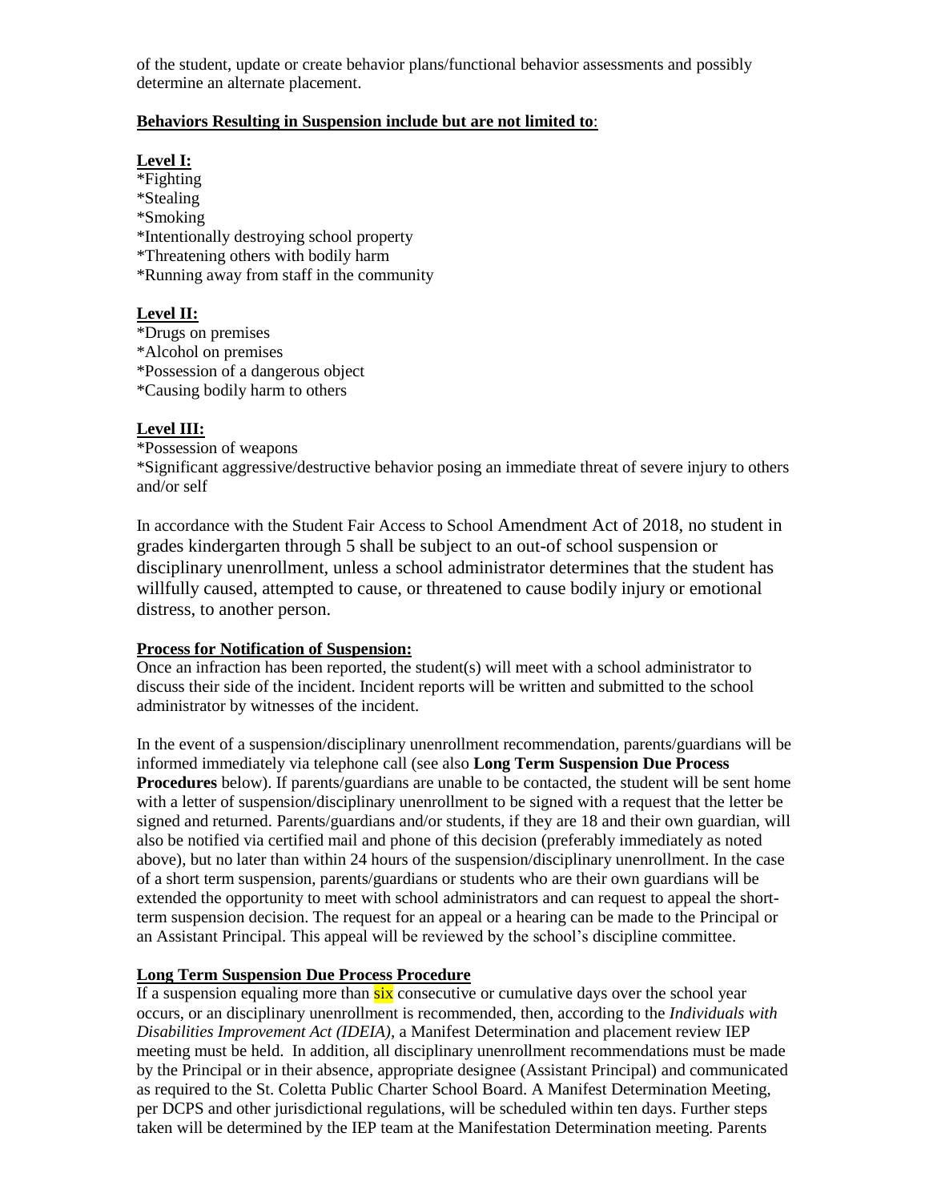of the student, update or create behavior plans/functional behavior assessments and possibly determine an alternate placement.

**Behaviors Resulting in Suspension include but are not limited to**:

**Level I:**

*Fighting
*Stealing
*Smoking
*Intentionally destroying school property
*Threatening others with bodily harm
*Running away from staff in the community

**Level II:**

*Drugs on premises
*Alcohol on premises
*Possession of a dangerous object
*Causing bodily harm to others

**Level III:**

*Possession of weapons
*Significant aggressive/destructive behavior posing an immediate threat of severe injury to others and/or self

In accordance with the Student Fair Access to School Amendment Act of 2018, no student in grades kindergarten through 5 shall be subject to an out-of school suspension or disciplinary unenrollment, unless a school administrator determines that the student has willfully caused, attempted to cause, or threatened to cause bodily injury or emotional distress, to another person.

**Process for Notification of Suspension:**

Once an infraction has been reported, the student(s) will meet with a school administrator to discuss their side of the incident. Incident reports will be written and submitted to the school administrator by witnesses of the incident.

In the event of a suspension/disciplinary unenrollment recommendation, parents/guardians will be informed immediately via telephone call (see also **Long Term Suspension Due Process Procedures** below). If parents/guardians are unable to be contacted, the student will be sent home with a letter of suspension/disciplinary unenrollment to be signed with a request that the letter be signed and returned. Parents/guardians and/or students, if they are 18 and their own guardian, will also be notified via certified mail and phone of this decision (preferably immediately as noted above), but no later than within 24 hours of the suspension/disciplinary unenrollment. In the case of a short term suspension, parents/guardians or students who are their own guardians will be extended the opportunity to meet with school administrators and can request to appeal the short-term suspension decision. The request for an appeal or a hearing can be made to the Principal or an Assistant Principal. This appeal will be reviewed by the school's discipline committee.

**Long Term Suspension Due Process Procedure**

If a suspension equaling more than six consecutive or cumulative days over the school year occurs, or an disciplinary unenrollment is recommended, then, according to the *Individuals with Disabilities Improvement Act (IDEIA)*, a Manifest Determination and placement review IEP meeting must be held. In addition, all disciplinary unenrollment recommendations must be made by the Principal or in their absence, appropriate designee (Assistant Principal) and communicated as required to the St. Coletta Public Charter School Board. A Manifest Determination Meeting, per DCPS and other jurisdictional regulations, will be scheduled within ten days. Further steps taken will be determined by the IEP team at the Manifestation Determination meeting. Parents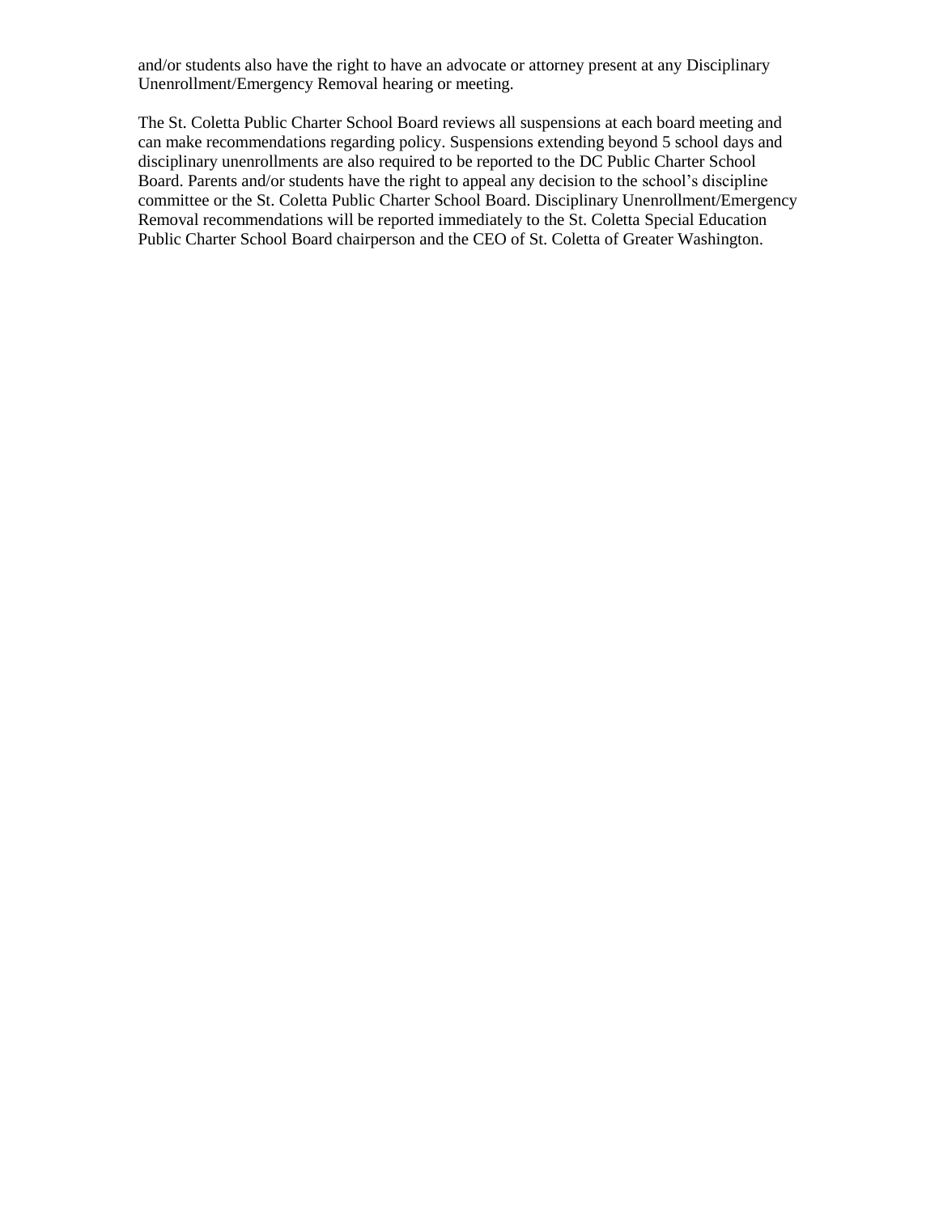and/or students also have the right to have an advocate or attorney present at any Disciplinary Unenrollment/Emergency Removal hearing or meeting.

The St. Coletta Public Charter School Board reviews all suspensions at each board meeting and can make recommendations regarding policy. Suspensions extending beyond 5 school days and disciplinary unenrollments are also required to be reported to the DC Public Charter School Board. Parents and/or students have the right to appeal any decision to the school's discipline committee or the St. Coletta Public Charter School Board. Disciplinary Unenrollment/Emergency Removal recommendations will be reported immediately to the St. Coletta Special Education Public Charter School Board chairperson and the CEO of St. Coletta of Greater Washington.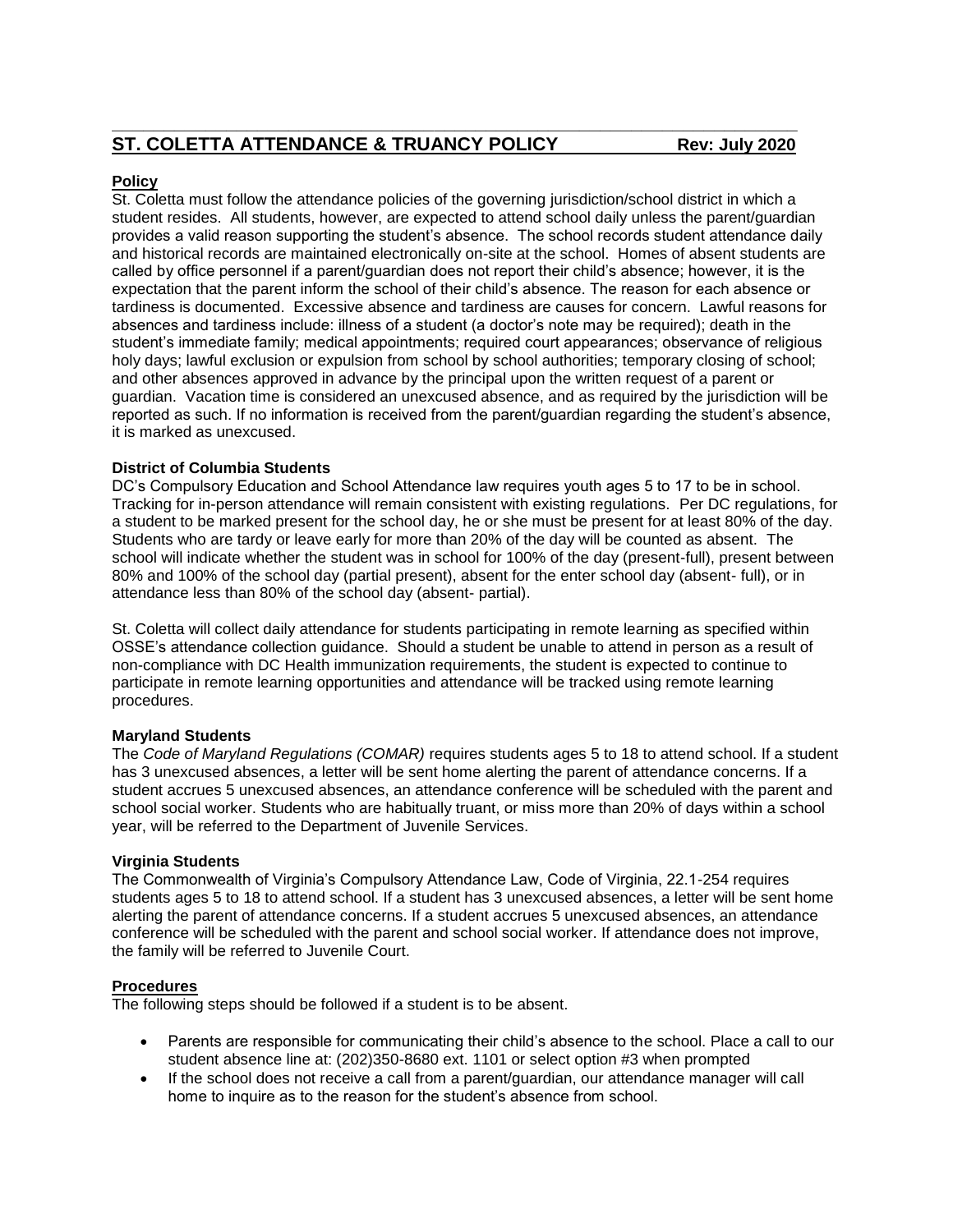## ST. COLETTA ATTENDANCE & TRUANCY POLICY Rev: July 2020

### Policy

St. Coletta must follow the attendance policies of the governing jurisdiction/school district in which a student resides. All students, however, are expected to attend school daily unless the parent/guardian provides a valid reason supporting the student's absence. The school records student attendance daily and historical records are maintained electronically on-site at the school. Homes of absent students are called by office personnel if a parent/guardian does not report their child's absence; however, it is the expectation that the parent inform the school of their child's absence. The reason for each absence or tardiness is documented. Excessive absence and tardiness are causes for concern. Lawful reasons for absences and tardiness include: illness of a student (a doctor's note may be required); death in the student's immediate family; medical appointments; required court appearances; observance of religious holy days; lawful exclusion or expulsion from school by school authorities; temporary closing of school; and other absences approved in advance by the principal upon the written request of a parent or guardian. Vacation time is considered an unexcused absence, and as required by the jurisdiction will be reported as such. If no information is received from the parent/guardian regarding the student's absence, it is marked as unexcused.

**District of Columbia Students**

DC's Compulsory Education and School Attendance law requires youth ages 5 to 17 to be in school. Tracking for in-person attendance will remain consistent with existing regulations. Per DC regulations, for a student to be marked present for the school day, he or she must be present for at least 80% of the day. Students who are tardy or leave early for more than 20% of the day will be counted as absent. The school will indicate whether the student was in school for 100% of the day (present-full), present between 80% and 100% of the school day (partial present), absent for the enter school day (absent- full), or in attendance less than 80% of the school day (absent- partial).

St. Coletta will collect daily attendance for students participating in remote learning as specified within OSSE's attendance collection guidance. Should a student be unable to attend in person as a result of non-compliance with DC Health immunization requirements, the student is expected to continue to participate in remote learning opportunities and attendance will be tracked using remote learning procedures.

**Maryland Students**

The *Code of Maryland Regulations (COMAR)* requires students ages 5 to 18 to attend school. If a student has 3 unexcused absences, a letter will be sent home alerting the parent of attendance concerns. If a student accrues 5 unexcused absences, an attendance conference will be scheduled with the parent and school social worker. Students who are habitually truant, or miss more than 20% of days within a school year, will be referred to the Department of Juvenile Services.

**Virginia Students**

The Commonwealth of Virginia's Compulsory Attendance Law, Code of Virginia, 22.1-254 requires students ages 5 to 18 to attend school. If a student has 3 unexcused absences, a letter will be sent home alerting the parent of attendance concerns. If a student accrues 5 unexcused absences, an attendance conference will be scheduled with the parent and school social worker. If attendance does not improve, the family will be referred to Juvenile Court.

### Procedures

The following steps should be followed if a student is to be absent.

- Parents are responsible for communicating their child's absence to the school. Place a call to our student absence line at: (202)350-8680 ext. 1101 or select option #3 when prompted
- If the school does not receive a call from a parent/guardian, our attendance manager will call home to inquire as to the reason for the student's absence from school.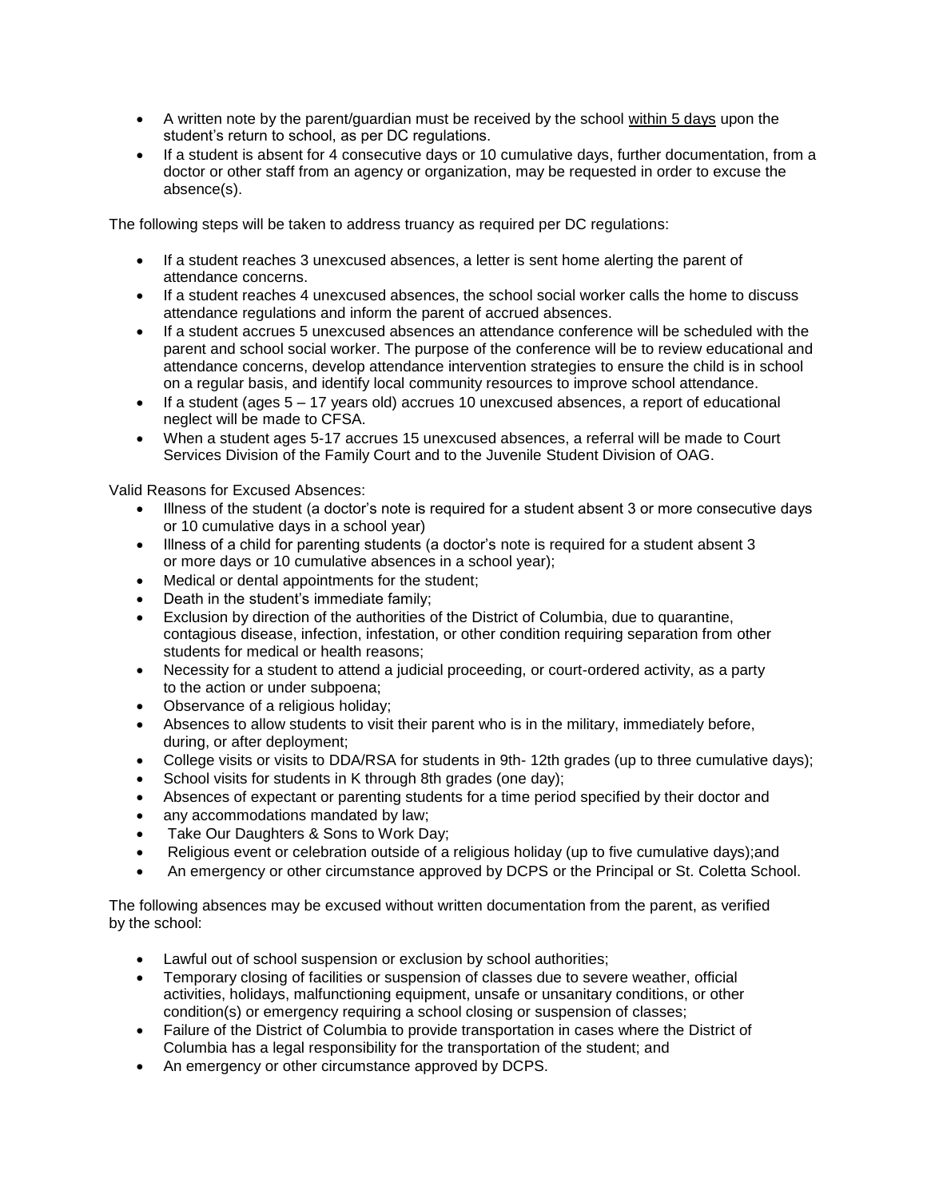- A written note by the parent/guardian must be received by the school <u>within 5 days</u> upon the student's return to school, as per DC regulations.
- If a student is absent for 4 consecutive days or 10 cumulative days, further documentation, from a doctor or other staff from an agency or organization, may be requested in order to excuse the absence(s).

The following steps will be taken to address truancy as required per DC regulations:

- If a student reaches 3 unexcused absences, a letter is sent home alerting the parent of attendance concerns.
- If a student reaches 4 unexcused absences, the school social worker calls the home to discuss attendance regulations and inform the parent of accrued absences.
- If a student accrues 5 unexcused absences an attendance conference will be scheduled with the parent and school social worker. The purpose of the conference will be to review educational and attendance concerns, develop attendance intervention strategies to ensure the child is in school on a regular basis, and identify local community resources to improve school attendance.
- If a student (ages 5 – 17 years old) accrues 10 unexcused absences, a report of educational neglect will be made to CFSA.
- When a student ages 5-17 accrues 15 unexcused absences, a referral will be made to Court Services Division of the Family Court and to the Juvenile Student Division of OAG.

Valid Reasons for Excused Absences:

- Illness of the student (a doctor's note is required for a student absent 3 or more consecutive days or 10 cumulative days in a school year)
- Illness of a child for parenting students (a doctor's note is required for a student absent 3 or more days or 10 cumulative absences in a school year);
- Medical or dental appointments for the student;
- Death in the student's immediate family;
- Exclusion by direction of the authorities of the District of Columbia, due to quarantine, contagious disease, infection, infestation, or other condition requiring separation from other students for medical or health reasons;
- Necessity for a student to attend a judicial proceeding, or court-ordered activity, as a party to the action or under subpoena;
- Observance of a religious holiday;
- Absences to allow students to visit their parent who is in the military, immediately before, during, or after deployment;
- College visits or visits to DDA/RSA for students in 9th- 12th grades (up to three cumulative days);
- School visits for students in K through 8th grades (one day);
- Absences of expectant or parenting students for a time period specified by their doctor and
- any accommodations mandated by law;
- Take Our Daughters & Sons to Work Day;
- Religious event or celebration outside of a religious holiday (up to five cumulative days);and
- An emergency or other circumstance approved by DCPS or the Principal or St. Coletta School.

The following absences may be excused without written documentation from the parent, as verified by the school:

- Lawful out of school suspension or exclusion by school authorities;
- Temporary closing of facilities or suspension of classes due to severe weather, official activities, holidays, malfunctioning equipment, unsafe or unsanitary conditions, or other condition(s) or emergency requiring a school closing or suspension of classes;
- Failure of the District of Columbia to provide transportation in cases where the District of Columbia has a legal responsibility for the transportation of the student; and
- An emergency or other circumstance approved by DCPS.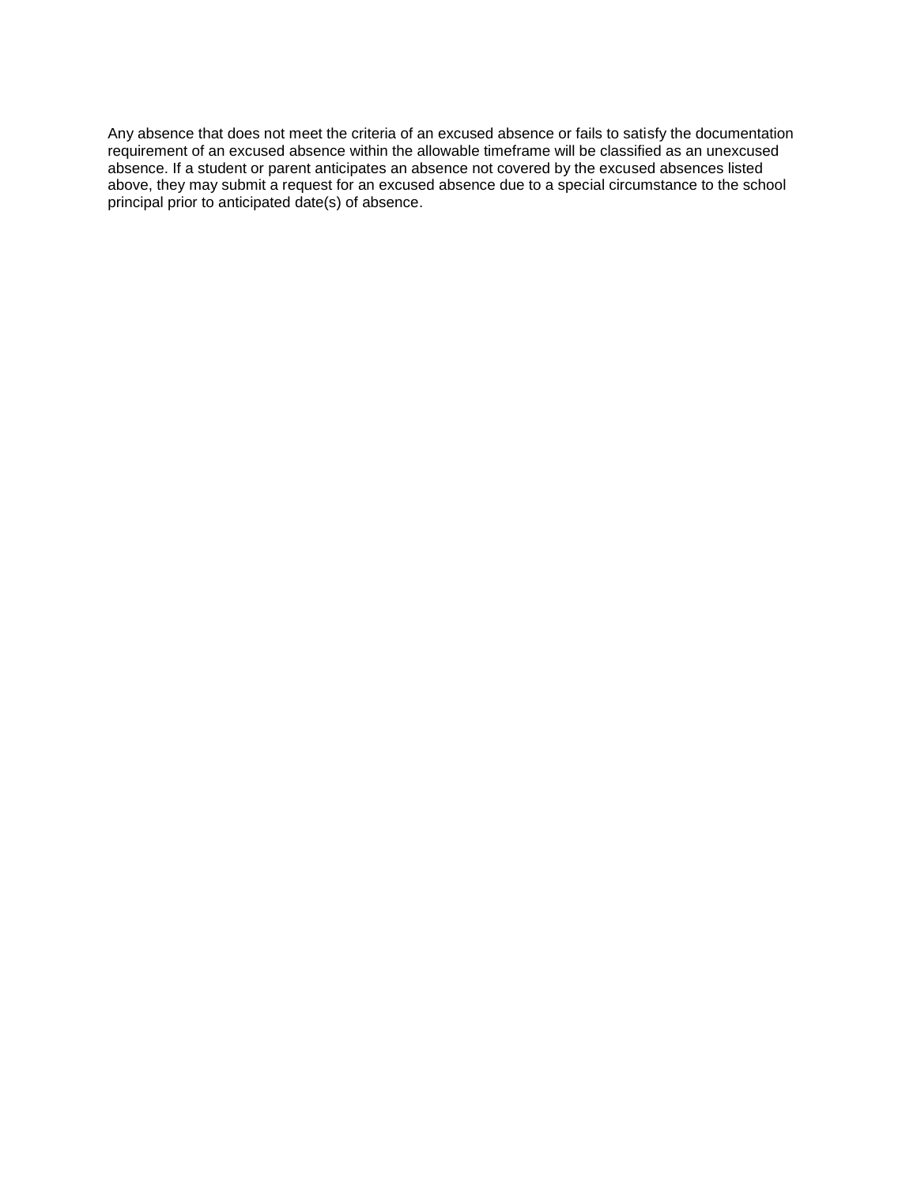Any absence that does not meet the criteria of an excused absence or fails to satisfy the documentation requirement of an excused absence within the allowable timeframe will be classified as an unexcused absence. If a student or parent anticipates an absence not covered by the excused absences listed above, they may submit a request for an excused absence due to a special circumstance to the school principal prior to anticipated date(s) of absence.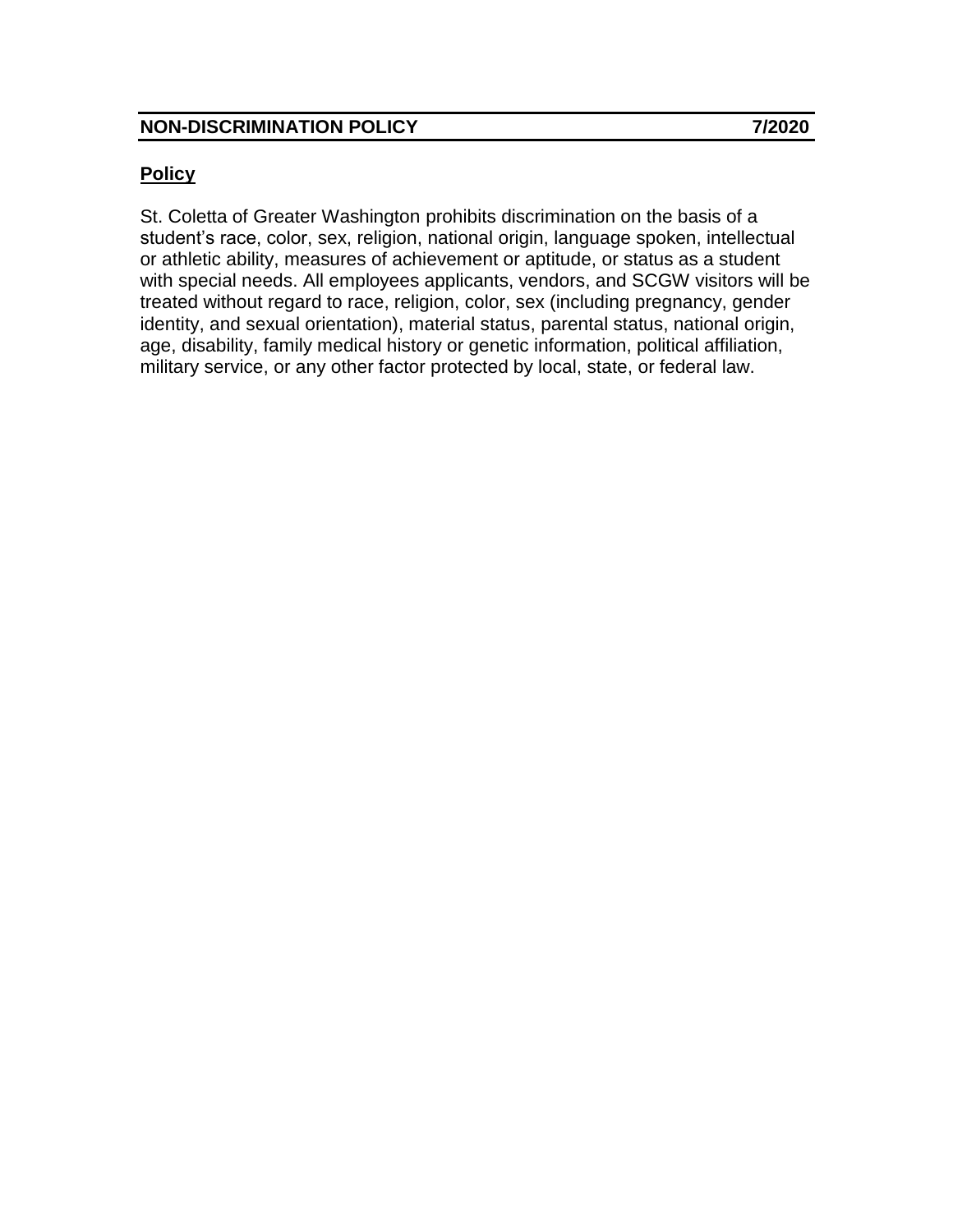## NON-DISCRIMINATION POLICY 7/2020

**Policy**

St. Coletta of Greater Washington prohibits discrimination on the basis of a student's race, color, sex, religion, national origin, language spoken, intellectual or athletic ability, measures of achievement or aptitude, or status as a student with special needs. All employees applicants, vendors, and SCGW visitors will be treated without regard to race, religion, color, sex (including pregnancy, gender identity, and sexual orientation), material status, parental status, national origin, age, disability, family medical history or genetic information, political affiliation, military service, or any other factor protected by local, state, or federal law.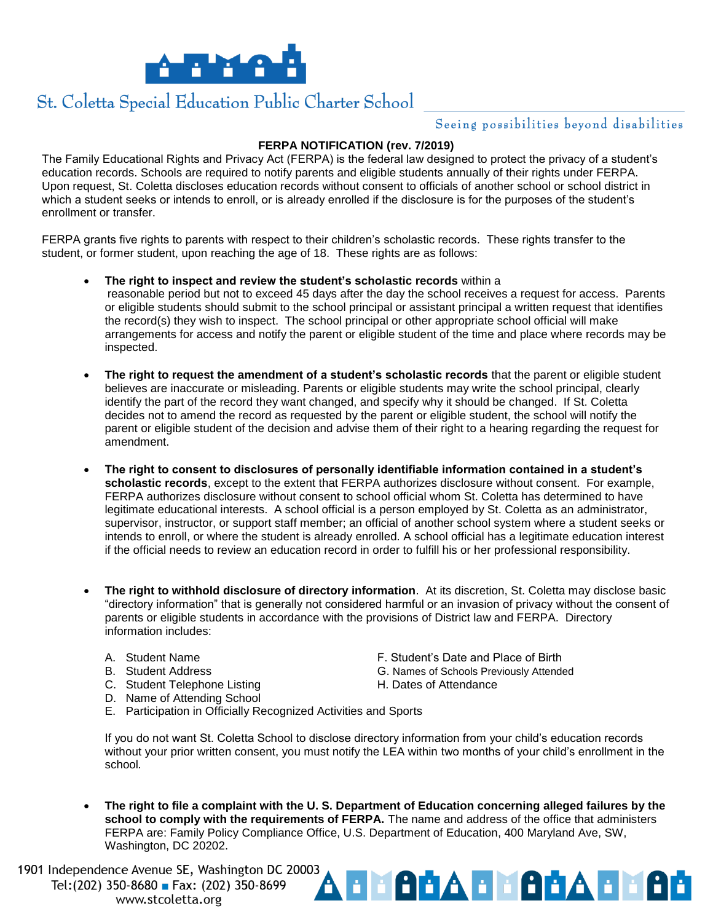St. Coletta Special Education Public Charter School

Seeing possibilities beyond disabilities

## FERPA NOTIFICATION (rev. 7/2019)

The Family Educational Rights and Privacy Act (FERPA) is the federal law designed to protect the privacy of a student's education records. Schools are required to notify parents and eligible students annually of their rights under FERPA. Upon request, St. Coletta discloses education records without consent to officials of another school or school district in which a student seeks or intends to enroll, or is already enrolled if the disclosure is for the purposes of the student's enrollment or transfer.

FERPA grants five rights to parents with respect to their children's scholastic records. These rights transfer to the student, or former student, upon reaching the age of 18. These rights are as follows:

- **The right to inspect and review the student's scholastic records** within a reasonable period but not to exceed 45 days after the day the school receives a request for access. Parents or eligible students should submit to the school principal or assistant principal a written request that identifies the record(s) they wish to inspect. The school principal or other appropriate school official will make arrangements for access and notify the parent or eligible student of the time and place where records may be inspected.

- **The right to request the amendment of a student's scholastic records** that the parent or eligible student believes are inaccurate or misleading. Parents or eligible students may write the school principal, clearly identify the part of the record they want changed, and specify why it should be changed. If St. Coletta decides not to amend the record as requested by the parent or eligible student, the school will notify the parent or eligible student of the decision and advise them of their right to a hearing regarding the request for amendment.

- **The right to consent to disclosures of personally identifiable information contained in a student's scholastic records**, except to the extent that FERPA authorizes disclosure without consent. For example, FERPA authorizes disclosure without consent to school official whom St. Coletta has determined to have legitimate educational interests. A school official is a person employed by St. Coletta as an administrator, supervisor, instructor, or support staff member; an official of another school system where a student seeks or intends to enroll, or where the student is already enrolled. A school official has a legitimate education interest if the official needs to review an education record in order to fulfill his or her professional responsibility.

- **The right to withhold disclosure of directory information**. At its discretion, St. Coletta may disclose basic "directory information" that is generally not considered harmful or an invasion of privacy without the consent of parents or eligible students in accordance with the provisions of District law and FERPA. Directory information includes:

  A. Student Name
  B. Student Address
  C. Student Telephone Listing
  D. Name of Attending School
  E. Participation in Officially Recognized Activities and Sports
  F. Student's Date and Place of Birth
  G. Names of Schools Previously Attended
  H. Dates of Attendance

  If you do not want St. Coletta School to disclose directory information from your child's education records without your prior written consent, you must notify the LEA within two months of your child's enrollment in the school.

- **The right to file a complaint with the U. S. Department of Education concerning alleged failures by the school to comply with the requirements of FERPA.** The name and address of the office that administers FERPA are: Family Policy Compliance Office, U.S. Department of Education, 400 Maryland Ave, SW, Washington, DC 20202.

1901 Independence Avenue SE, Washington DC 20003
Tel:(202) 350-8680 ■ Fax: (202) 350-8699
www.stcoletta.org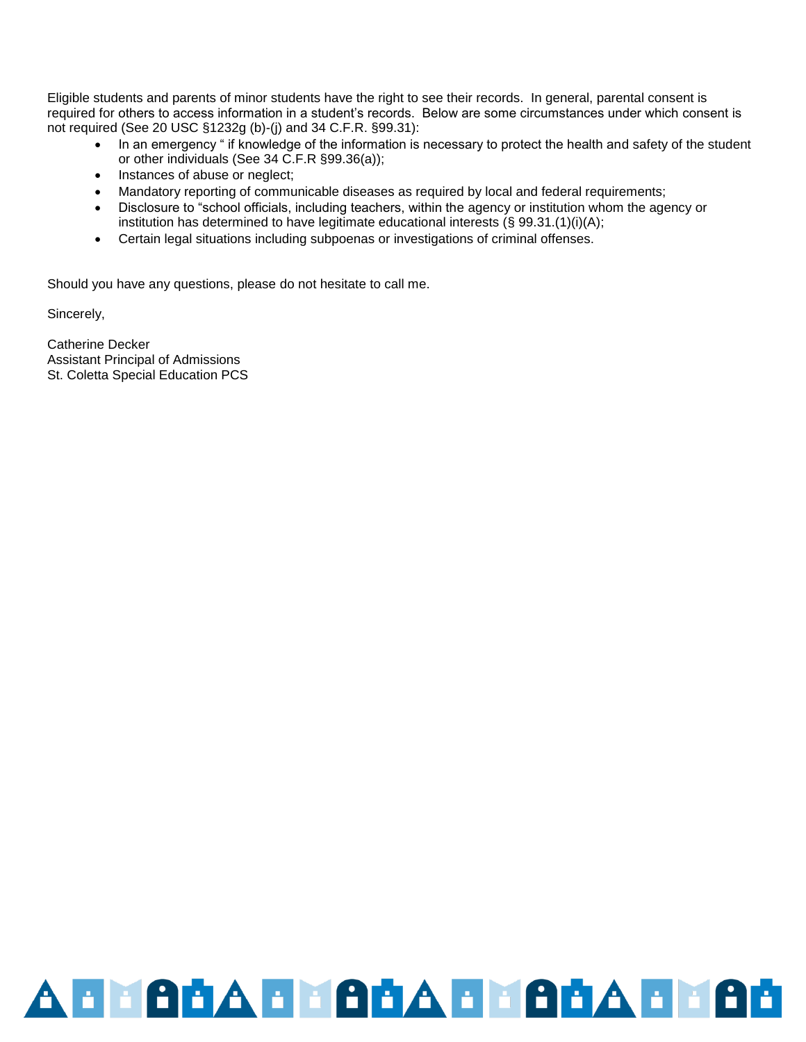Eligible students and parents of minor students have the right to see their records. In general, parental consent is required for others to access information in a student's records. Below are some circumstances under which consent is not required (See 20 USC §1232g (b)-(j) and 34 C.F.R. §99.31):

- In an emergency " if knowledge of the information is necessary to protect the health and safety of the student or other individuals (See 34 C.F.R §99.36(a));
- Instances of abuse or neglect;
- Mandatory reporting of communicable diseases as required by local and federal requirements;
- Disclosure to "school officials, including teachers, within the agency or institution whom the agency or institution has determined to have legitimate educational interests (§ 99.31.(1)(i)(A);
- Certain legal situations including subpoenas or investigations of criminal offenses.

Should you have any questions, please do not hesitate to call me.

Sincerely,

Catherine Decker
Assistant Principal of Admissions
St. Coletta Special Education PCS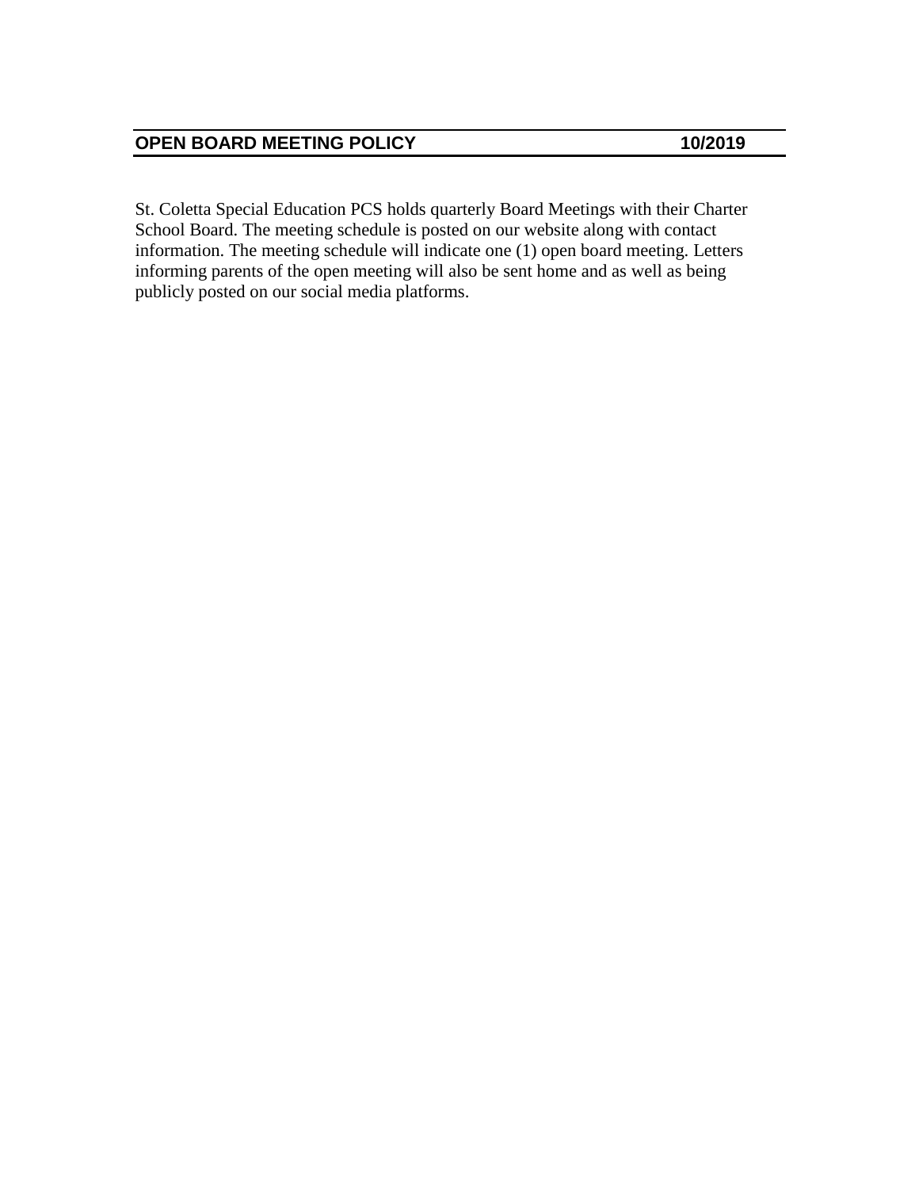## OPEN BOARD MEETING POLICY 10/2019

St. Coletta Special Education PCS holds quarterly Board Meetings with their Charter School Board. The meeting schedule is posted on our website along with contact information. The meeting schedule will indicate one (1) open board meeting. Letters informing parents of the open meeting will also be sent home and as well as being publicly posted on our social media platforms.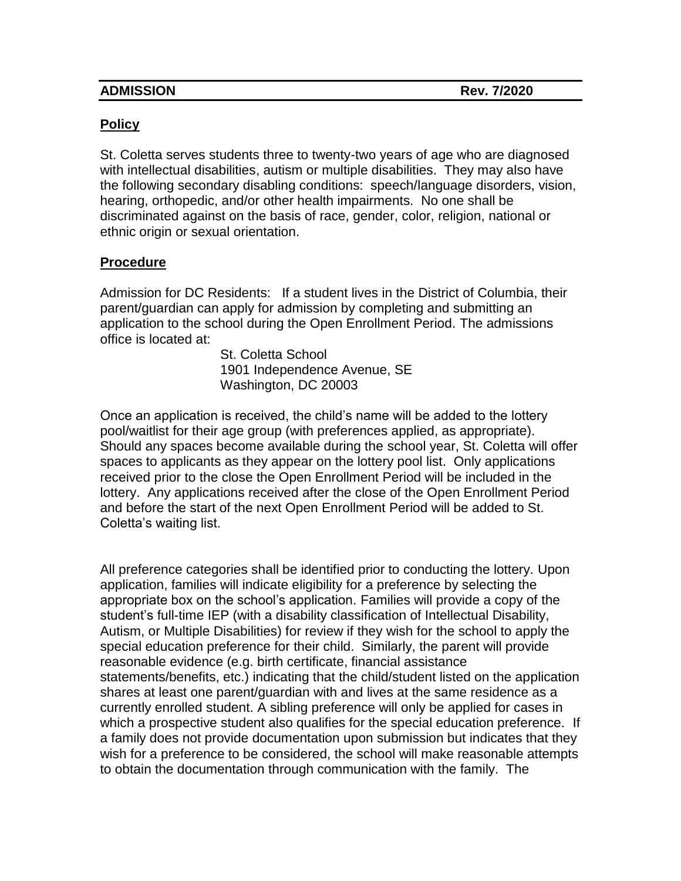**ADMISSION** **Rev. 7/2020**

## Policy

St. Coletta serves students three to twenty-two years of age who are diagnosed with intellectual disabilities, autism or multiple disabilities. They may also have the following secondary disabling conditions: speech/language disorders, vision, hearing, orthopedic, and/or other health impairments. No one shall be discriminated against on the basis of race, gender, color, religion, national or ethnic origin or sexual orientation.

## Procedure

Admission for DC Residents: If a student lives in the District of Columbia, their parent/guardian can apply for admission by completing and submitting an application to the school during the Open Enrollment Period. The admissions office is located at:

St. Coletta School
1901 Independence Avenue, SE
Washington, DC 20003

Once an application is received, the child's name will be added to the lottery pool/waitlist for their age group (with preferences applied, as appropriate). Should any spaces become available during the school year, St. Coletta will offer spaces to applicants as they appear on the lottery pool list. Only applications received prior to the close the Open Enrollment Period will be included in the lottery. Any applications received after the close of the Open Enrollment Period and before the start of the next Open Enrollment Period will be added to St. Coletta's waiting list.

All preference categories shall be identified prior to conducting the lottery. Upon application, families will indicate eligibility for a preference by selecting the appropriate box on the school's application. Families will provide a copy of the student's full-time IEP (with a disability classification of Intellectual Disability, Autism, or Multiple Disabilities) for review if they wish for the school to apply the special education preference for their child. Similarly, the parent will provide reasonable evidence (e.g. birth certificate, financial assistance statements/benefits, etc.) indicating that the child/student listed on the application shares at least one parent/guardian with and lives at the same residence as a currently enrolled student. A sibling preference will only be applied for cases in which a prospective student also qualifies for the special education preference. If a family does not provide documentation upon submission but indicates that they wish for a preference to be considered, the school will make reasonable attempts to obtain the documentation through communication with the family. The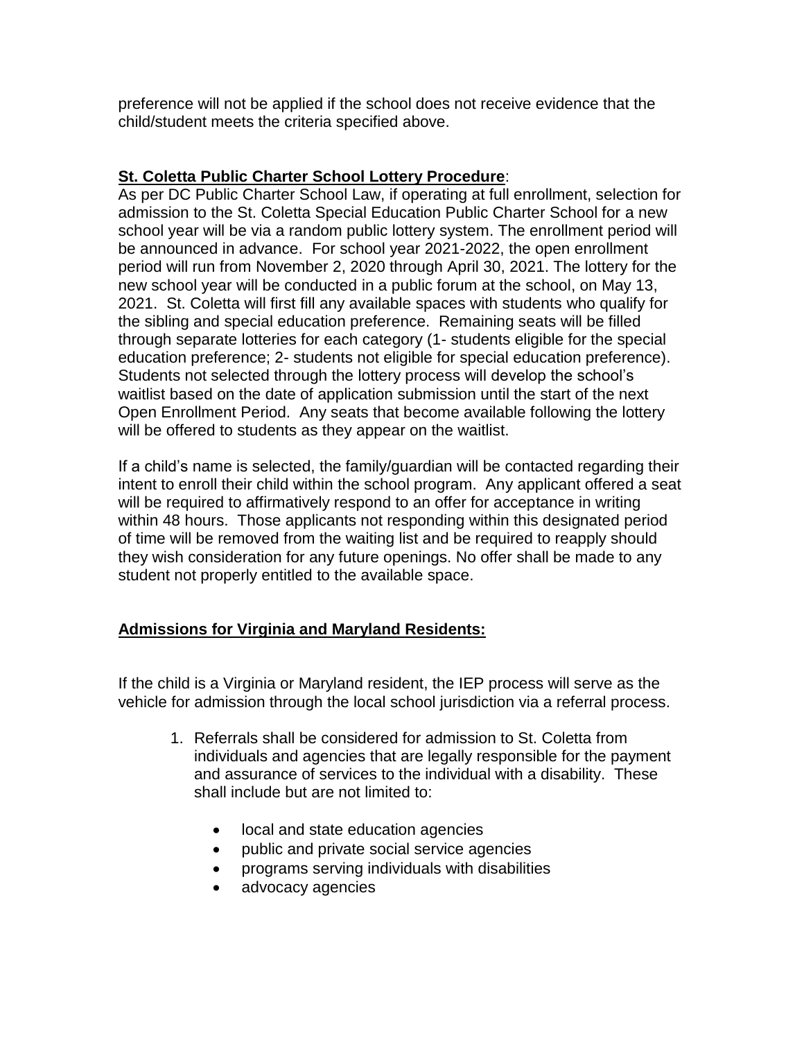preference will not be applied if the school does not receive evidence that the child/student meets the criteria specified above.

**St. Coletta Public Charter School Lottery Procedure**:

As per DC Public Charter School Law, if operating at full enrollment, selection for admission to the St. Coletta Special Education Public Charter School for a new school year will be via a random public lottery system. The enrollment period will be announced in advance. For school year 2021-2022, the open enrollment period will run from November 2, 2020 through April 30, 2021. The lottery for the new school year will be conducted in a public forum at the school, on May 13, 2021. St. Coletta will first fill any available spaces with students who qualify for the sibling and special education preference. Remaining seats will be filled through separate lotteries for each category (1- students eligible for the special education preference; 2- students not eligible for special education preference). Students not selected through the lottery process will develop the school's waitlist based on the date of application submission until the start of the next Open Enrollment Period. Any seats that become available following the lottery will be offered to students as they appear on the waitlist.

If a child's name is selected, the family/guardian will be contacted regarding their intent to enroll their child within the school program. Any applicant offered a seat will be required to affirmatively respond to an offer for acceptance in writing within 48 hours. Those applicants not responding within this designated period of time will be removed from the waiting list and be required to reapply should they wish consideration for any future openings. No offer shall be made to any student not properly entitled to the available space.

**Admissions for Virginia and Maryland Residents:**

If the child is a Virginia or Maryland resident, the IEP process will serve as the vehicle for admission through the local school jurisdiction via a referral process.

1. Referrals shall be considered for admission to St. Coletta from individuals and agencies that are legally responsible for the payment and assurance of services to the individual with a disability. These shall include but are not limited to:

    - local and state education agencies
    - public and private social service agencies
    - programs serving individuals with disabilities
    - advocacy agencies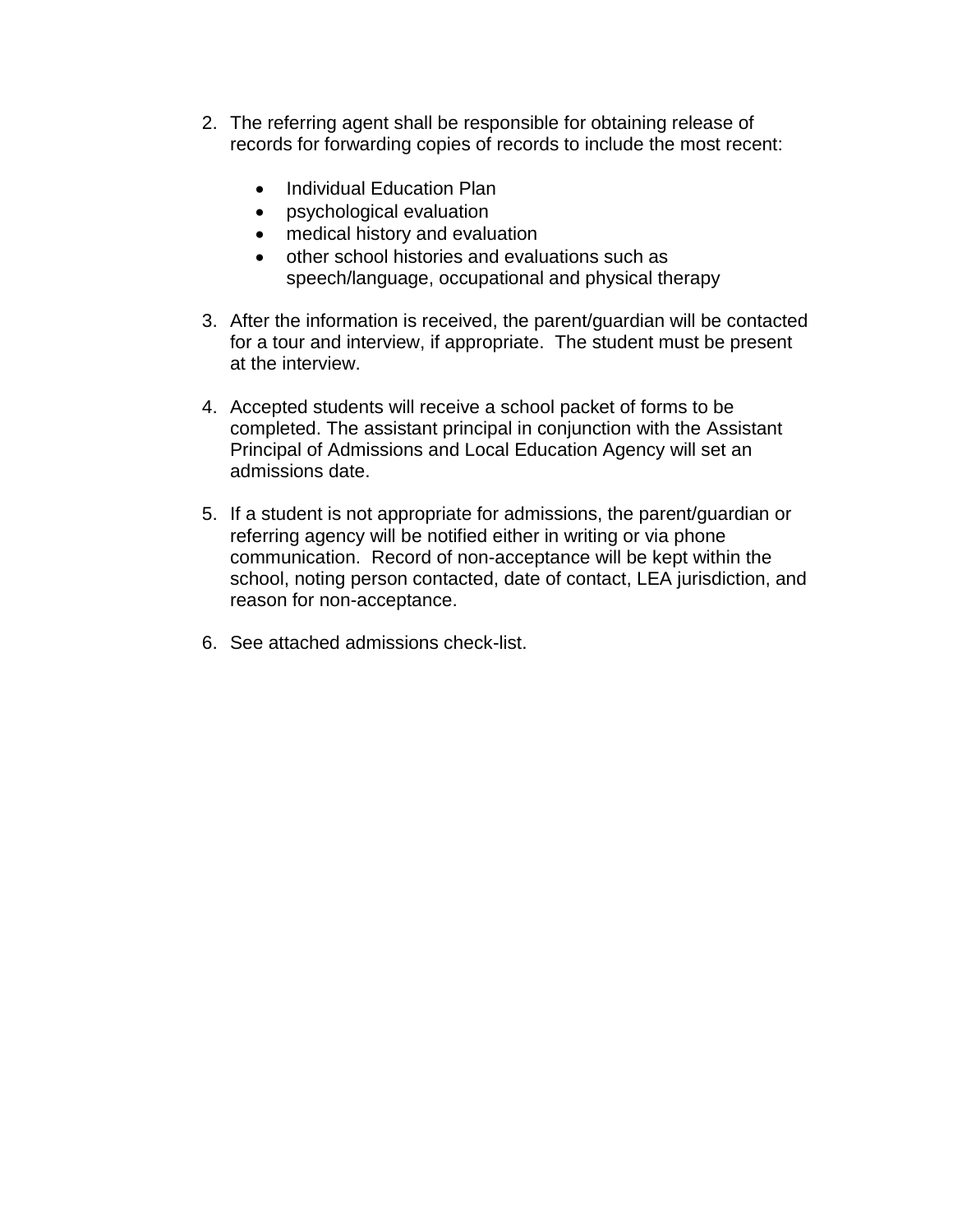2. The referring agent shall be responsible for obtaining release of records for forwarding copies of records to include the most recent:

    - Individual Education Plan
    - psychological evaluation
    - medical history and evaluation
    - other school histories and evaluations such as speech/language, occupational and physical therapy

3. After the information is received, the parent/guardian will be contacted for a tour and interview, if appropriate. The student must be present at the interview.

4. Accepted students will receive a school packet of forms to be completed. The assistant principal in conjunction with the Assistant Principal of Admissions and Local Education Agency will set an admissions date.

5. If a student is not appropriate for admissions, the parent/guardian or referring agency will be notified either in writing or via phone communication. Record of non-acceptance will be kept within the school, noting person contacted, date of contact, LEA jurisdiction, and reason for non-acceptance.

6. See attached admissions check-list.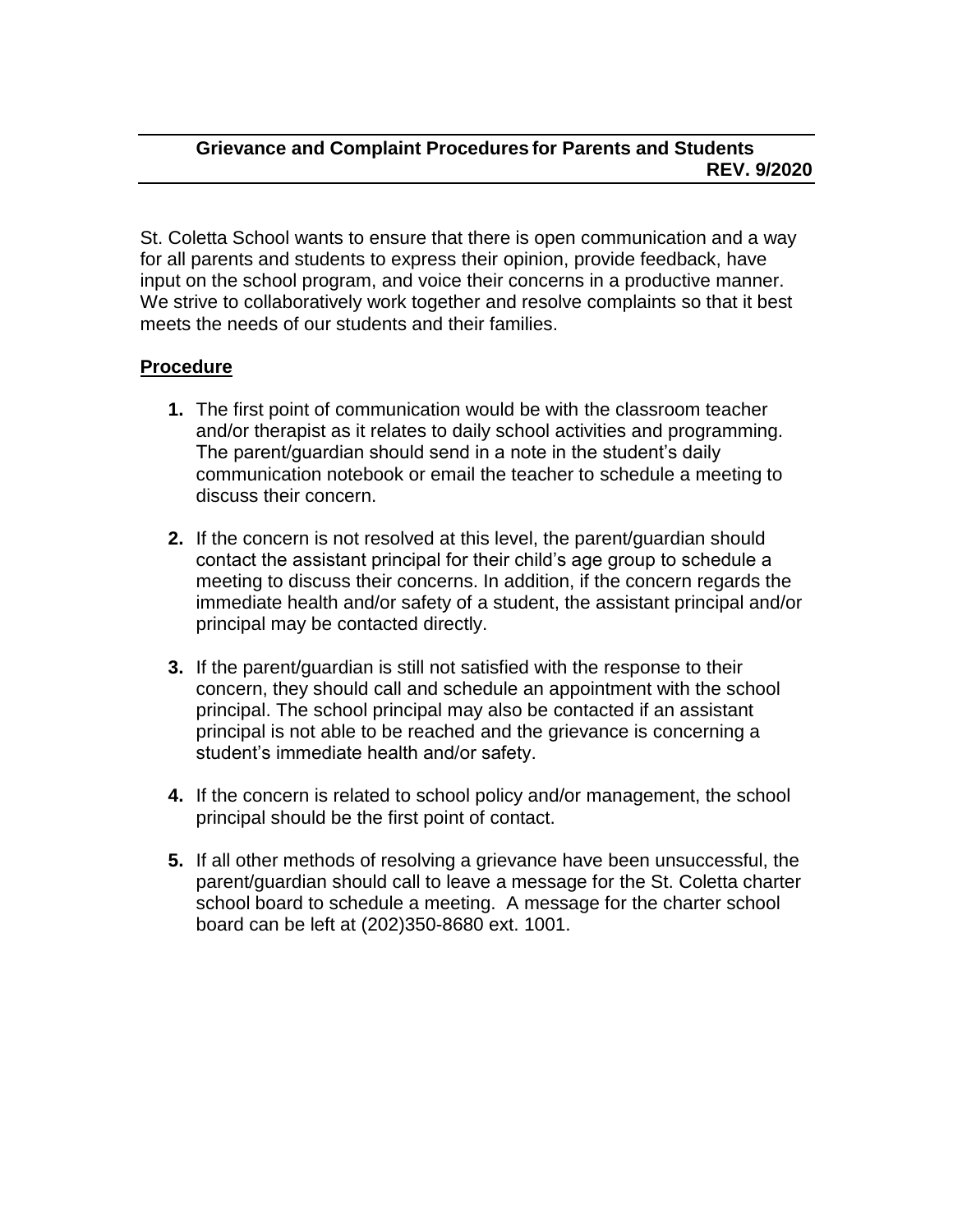**Grievance and Complaint Procedures for Parents and Students**
**REV. 9/2020**

St. Coletta School wants to ensure that there is open communication and a way for all parents and students to express their opinion, provide feedback, have input on the school program, and voice their concerns in a productive manner. We strive to collaboratively work together and resolve complaints so that it best meets the needs of our students and their families.

## Procedure

1. The first point of communication would be with the classroom teacher and/or therapist as it relates to daily school activities and programming. The parent/guardian should send in a note in the student's daily communication notebook or email the teacher to schedule a meeting to discuss their concern.

2. If the concern is not resolved at this level, the parent/guardian should contact the assistant principal for their child's age group to schedule a meeting to discuss their concerns. In addition, if the concern regards the immediate health and/or safety of a student, the assistant principal and/or principal may be contacted directly.

3. If the parent/guardian is still not satisfied with the response to their concern, they should call and schedule an appointment with the school principal. The school principal may also be contacted if an assistant principal is not able to be reached and the grievance is concerning a student's immediate health and/or safety.

4. If the concern is related to school policy and/or management, the school principal should be the first point of contact.

5. If all other methods of resolving a grievance have been unsuccessful, the parent/guardian should call to leave a message for the St. Coletta charter school board to schedule a meeting. A message for the charter school board can be left at (202)350-8680 ext. 1001.